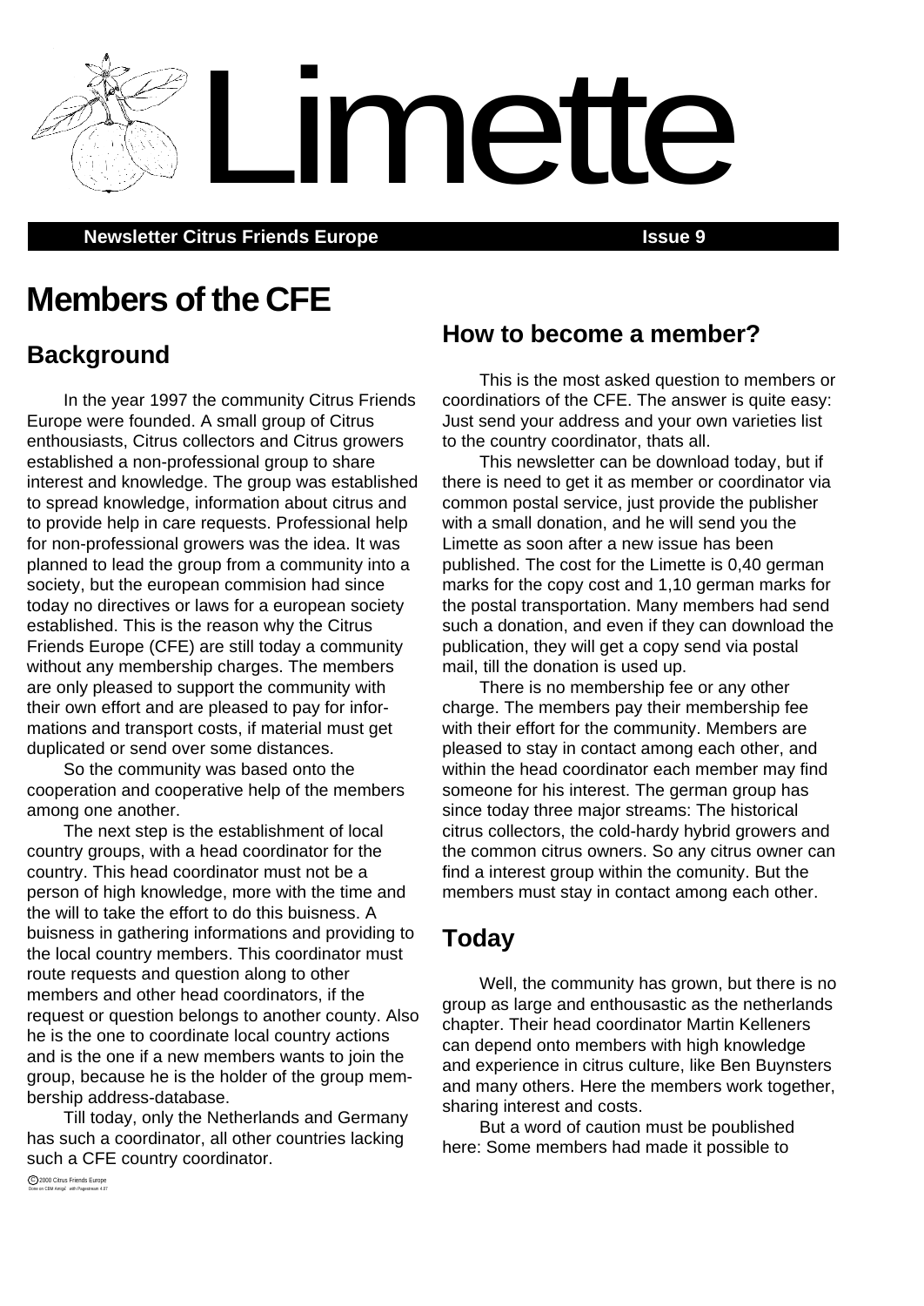# Limette

**Newsletter Citrus Friends Europe** **Issue 9**

# Members of the CFE

## Background

In the year 1997 the community Citrus Friends Europe were founded. A small group of Citrus enthousiasts, Citrus collectors and Citrus growers established a non-professional group to share interest and knowledge. The group was established to spread knowledge, information about citrus and to provide help in care requests. Professional help for non-professional growers was the idea. It was planned to lead the group from a community into a society, but the european commision had since today no directives or laws for a european society established. This is the reason why the Citrus Friends Europe (CFE) are still today a community without any membership charges. The members are only pleased to support the community with their own effort and are pleased to pay for informations and transport costs, if material must get duplicated or send over some distances.

So the community was based onto the cooperation and cooperative help of the members among one another.

The next step is the establishment of local country groups, with a head coordinator for the country. This head coordinator must not be a person of high knowledge, more with the time and the will to take the effort to do this buisness. A buisness in gathering informations and providing to the local country members. This coordinator must route requests and question along to other members and other head coordinators, if the request or question belongs to another county. Also he is the one to coordinate local country actions and is the one if a new members wants to join the group, because he is the holder of the group membership address-database.

Till today, only the Netherlands and Germany has such a coordinator, all other countries lacking such a CFE country coordinator.

## How to become a member?

This is the most asked question to members or coordinatiors of the CFE. The answer is quite easy: Just send your address and your own varieties list to the country coordinator, thats all.

This newsletter can be download today, but if there is need to get it as member or coordinator via common postal service, just provide the publisher with a small donation, and he will send you the Limette as soon after a new issue has been published. The cost for the Limette is 0,40 german marks for the copy cost and 1,10 german marks for the postal transportation. Many members had send such a donation, and even if they can download the publication, they will get a copy send via postal mail, till the donation is used up.

There is no membership fee or any other charge. The members pay their membership fee with their effort for the community. Members are pleased to stay in contact among each other, and within the head coordinator each member may find someone for his interest. The german group has since today three major streams: The historical citrus collectors, the cold-hardy hybrid growers and the common citrus owners. So any citrus owner can find a interest group within the comunity. But the members must stay in contact among each other.

## Today

Well, the community has grown, but there is no group as large and enthousastic as the netherlands chapter. Their head coordinator Martin Kelleners can depend onto members with high knowledge and experience in citrus culture, like Ben Buynsters and many others. Here the members work together, sharing interest and costs.

But a word of caution must be poublished here: Some members had made it possible to

© 2000 Citrus Friends Europe
Done on CBM Amiga with Pagestream 4.07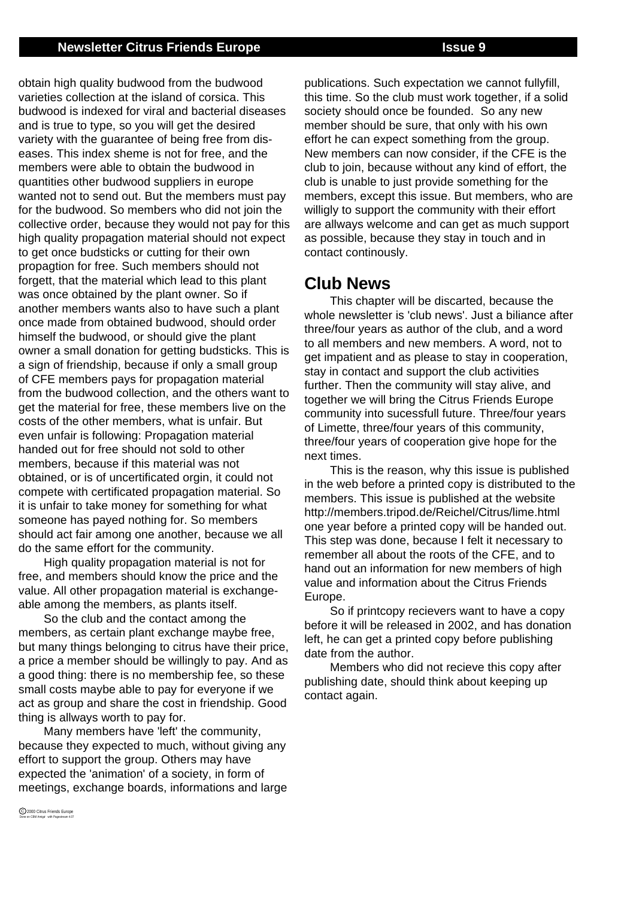obtain high quality budwood from the budwood varieties collection at the island of corsica. This budwood is indexed for viral and bacterial diseases and is true to type, so you will get the desired variety with the guarantee of being free from diseases. This index sheme is not for free, and the members were able to obtain the budwood in quantities other budwood suppliers in europe wanted not to send out. But the members must pay for the budwood. So members who did not join the collective order, because they would not pay for this high quality propagation material should not expect to get once budsticks or cutting for their own propagtion for free. Such members should not forgett, that the material which lead to this plant was once obtained by the plant owner. So if another members wants also to have such a plant once made from obtained budwood, should order himself the budwood, or should give the plant owner a small donation for getting budsticks. This is a sign of friendship, because if only a small group of CFE members pays for propagation material from the budwood collection, and the others want to get the material for free, these members live on the costs of the other members, what is unfair. But even unfair is following: Propagation material handed out for free should not sold to other members, because if this material was not obtained, or is of uncertificated orgin, it could not compete with certificated propagation material. So it is unfair to take money for something for what someone has payed nothing for. So members should act fair among one another, because we all do the same effort for the community.

High quality propagation material is not for free, and members should know the price and the value. All other propagation material is exchangeable among the members, as plants itself.

So the club and the contact among the members, as certain plant exchange maybe free, but many things belonging to citrus have their price, a price a member should be willingly to pay. And as a good thing: there is no membership fee, so these small costs maybe able to pay for everyone if we act as group and share the cost in friendship. Good thing is allways worth to pay for.

Many members have 'left' the community, because they expected to much, without giving any effort to support the group. Others may have expected the 'animation' of a society, in form of meetings, exchange boards, informations and large publications. Such expectation we cannot fullyfill, this time. So the club must work together, if a solid society should once be founded. So any new member should be sure, that only with his own effort he can expect something from the group. New members can now consider, if the CFE is the club to join, because without any kind of effort, the club is unable to just provide something for the members, except this issue. But members, who are willigly to support the community with their effort are allways welcome and can get as much support as possible, because they stay in touch and in contact continously.

## Club News

This chapter will be discarted, because the whole newsletter is 'club news'. Just a biliance after three/four years as author of the club, and a word to all members and new members. A word, not to get impatient and as please to stay in cooperation, stay in contact and support the club activities further. Then the community will stay alive, and together we will bring the Citrus Friends Europe community into sucessfull future. Three/four years of Limette, three/four years of this community, three/four years of cooperation give hope for the next times.

This is the reason, why this issue is published in the web before a printed copy is distributed to the members. This issue is published at the website http://members.tripod.de/Reichel/Citrus/lime.html one year before a printed copy will be handed out. This step was done, because I felt it necessary to remember all about the roots of the CFE, and to hand out an information for new members of high value and information about the Citrus Friends Europe.

So if printcopy recievers want to have a copy before it will be released in 2002, and has donation left, he can get a printed copy before publishing date from the author.

Members who did not recieve this copy after publishing date, should think about keeping up contact again.